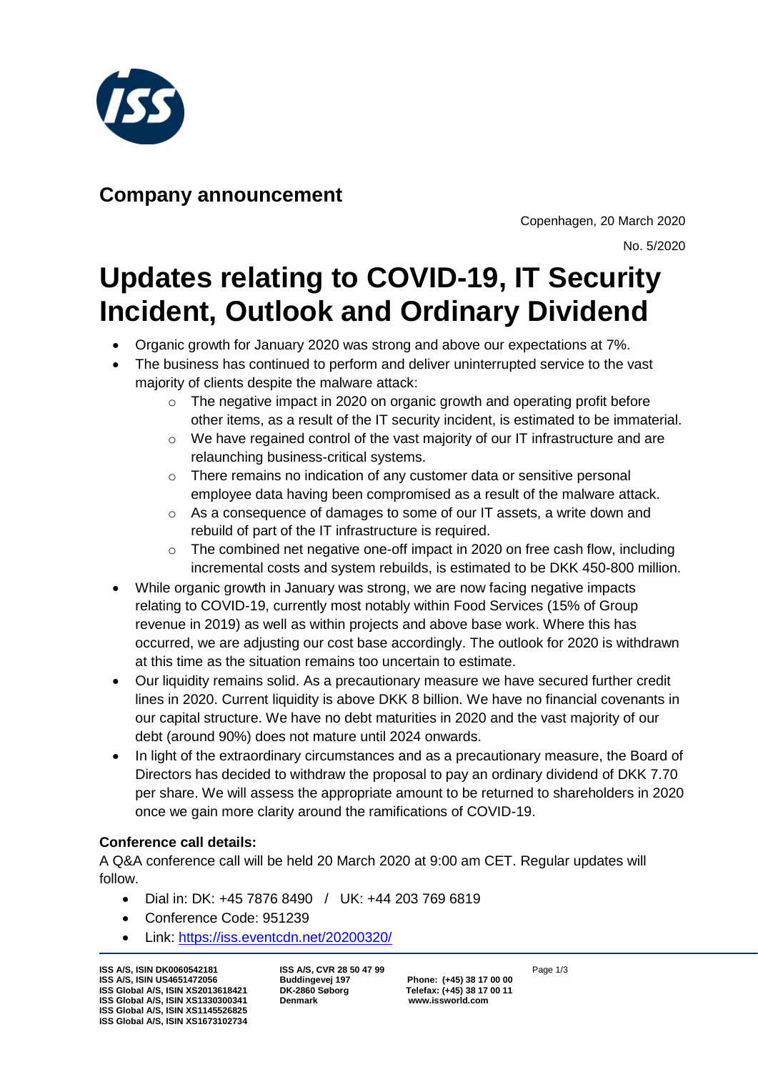## Company announcement

Copenhagen, 20 March 2020

No. 5/2020

# Updates relating to COVID-19, IT Security Incident, Outlook and Ordinary Dividend

- Organic growth for January 2020 was strong and above our expectations at 7%.
- The business has continued to perform and deliver uninterrupted service to the vast majority of clients despite the malware attack:
  - The negative impact in 2020 on organic growth and operating profit before other items, as a result of the IT security incident, is estimated to be immaterial.
  - We have regained control of the vast majority of our IT infrastructure and are relaunching business-critical systems.
  - There remains no indication of any customer data or sensitive personal employee data having been compromised as a result of the malware attack.
  - As a consequence of damages to some of our IT assets, a write down and rebuild of part of the IT infrastructure is required.
  - The combined net negative one-off impact in 2020 on free cash flow, including incremental costs and system rebuilds, is estimated to be DKK 450-800 million.
- While organic growth in January was strong, we are now facing negative impacts relating to COVID-19, currently most notably within Food Services (15% of Group revenue in 2019) as well as within projects and above base work. Where this has occurred, we are adjusting our cost base accordingly. The outlook for 2020 is withdrawn at this time as the situation remains too uncertain to estimate.
- Our liquidity remains solid. As a precautionary measure we have secured further credit lines in 2020. Current liquidity is above DKK 8 billion. We have no financial covenants in our capital structure. We have no debt maturities in 2020 and the vast majority of our debt (around 90%) does not mature until 2024 onwards.
- In light of the extraordinary circumstances and as a precautionary measure, the Board of Directors has decided to withdraw the proposal to pay an ordinary dividend of DKK 7.70 per share. We will assess the appropriate amount to be returned to shareholders in 2020 once we gain more clarity around the ramifications of COVID-19.

**Conference call details:**

A Q&A conference call will be held 20 March 2020 at 9:00 am CET. Regular updates will follow.

- Dial in: DK: +45 7876 8490 / UK: +44 203 769 6819
- Conference Code: 951239
- Link: [https://iss.eventcdn.net/20200320/](https://iss.eventcdn.net/20200320/)

**ISS A/S, ISIN DK0060542181**
**ISS A/S, ISIN US4651472056**
**ISS Global A/S, ISIN XS2013618421**
**ISS Global A/S, ISIN XS1330300341**
**ISS Global A/S, ISIN XS1145526825**
**ISS Global A/S, ISIN XS1673102734**

**ISS A/S, CVR 28 50 47 99**
**Buddingevej 197**
**DK-2860 Søborg**
**Denmark**

**Phone: (+45) 38 17 00 00**
**Telefax: (+45) 38 17 00 11**
**www.issworld.com**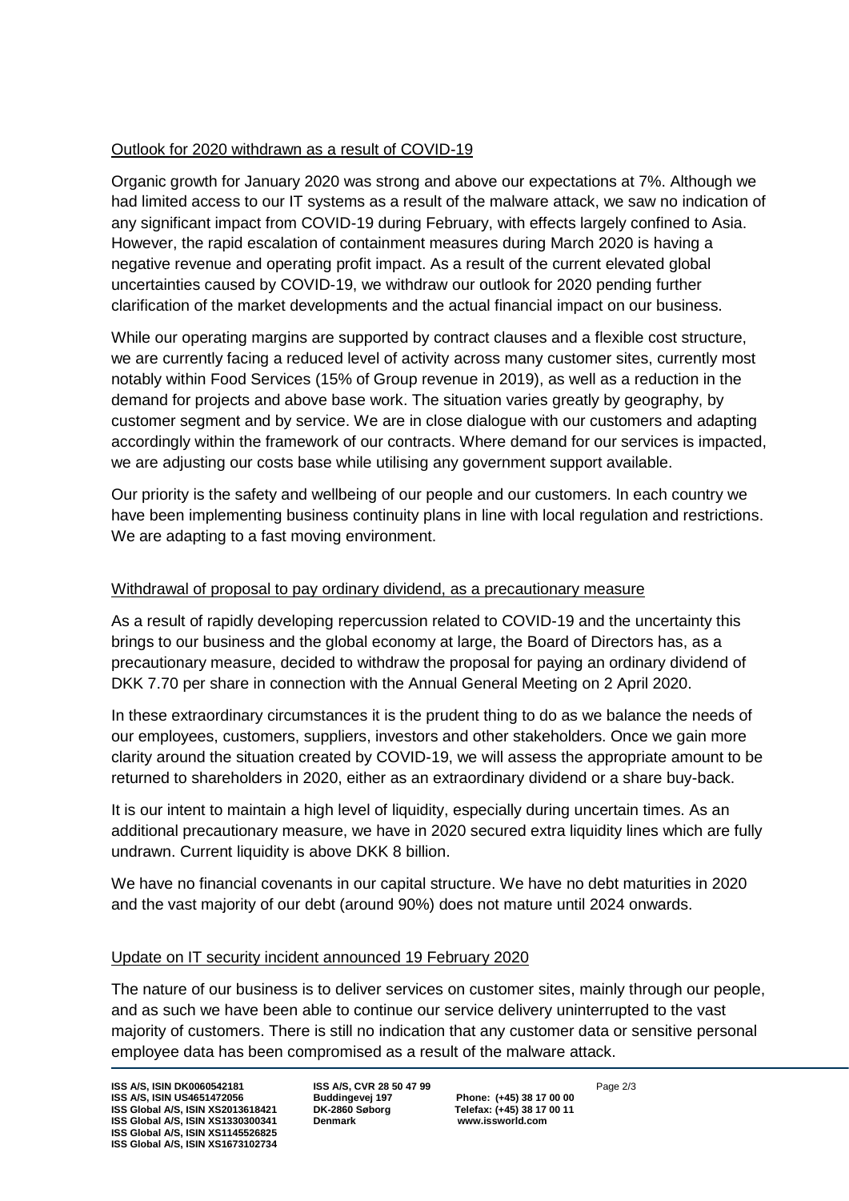## Outlook for 2020 withdrawn as a result of COVID-19

Organic growth for January 2020 was strong and above our expectations at 7%. Although we had limited access to our IT systems as a result of the malware attack, we saw no indication of any significant impact from COVID-19 during February, with effects largely confined to Asia. However, the rapid escalation of containment measures during March 2020 is having a negative revenue and operating profit impact. As a result of the current elevated global uncertainties caused by COVID-19, we withdraw our outlook for 2020 pending further clarification of the market developments and the actual financial impact on our business.

While our operating margins are supported by contract clauses and a flexible cost structure, we are currently facing a reduced level of activity across many customer sites, currently most notably within Food Services (15% of Group revenue in 2019), as well as a reduction in the demand for projects and above base work. The situation varies greatly by geography, by customer segment and by service. We are in close dialogue with our customers and adapting accordingly within the framework of our contracts. Where demand for our services is impacted, we are adjusting our costs base while utilising any government support available.

Our priority is the safety and wellbeing of our people and our customers. In each country we have been implementing business continuity plans in line with local regulation and restrictions. We are adapting to a fast moving environment.

## Withdrawal of proposal to pay ordinary dividend, as a precautionary measure

As a result of rapidly developing repercussion related to COVID-19 and the uncertainty this brings to our business and the global economy at large, the Board of Directors has, as a precautionary measure, decided to withdraw the proposal for paying an ordinary dividend of DKK 7.70 per share in connection with the Annual General Meeting on 2 April 2020.

In these extraordinary circumstances it is the prudent thing to do as we balance the needs of our employees, customers, suppliers, investors and other stakeholders. Once we gain more clarity around the situation created by COVID-19, we will assess the appropriate amount to be returned to shareholders in 2020, either as an extraordinary dividend or a share buy-back.

It is our intent to maintain a high level of liquidity, especially during uncertain times. As an additional precautionary measure, we have in 2020 secured extra liquidity lines which are fully undrawn. Current liquidity is above DKK 8 billion.

We have no financial covenants in our capital structure. We have no debt maturities in 2020 and the vast majority of our debt (around 90%) does not mature until 2024 onwards.

## Update on IT security incident announced 19 February 2020

The nature of our business is to deliver services on customer sites, mainly through our people, and as such we have been able to continue our service delivery uninterrupted to the vast majority of customers. There is still no indication that any customer data or sensitive personal employee data has been compromised as a result of the malware attack.

**ISS A/S, ISIN DK0060542181**
**ISS A/S, ISIN US4651472056**
**ISS Global A/S, ISIN XS2013618421**
**ISS Global A/S, ISIN XS1330300341**
**ISS Global A/S, ISIN XS1145526825**
**ISS Global A/S, ISIN XS1673102734**

**ISS A/S, CVR 28 50 47 99**
**Buddingevej 197**
**DK-2860 Søborg**
**Denmark**

**Phone: (+45) 38 17 00 00**
**Telefax: (+45) 38 17 00 11**
**www.issworld.com**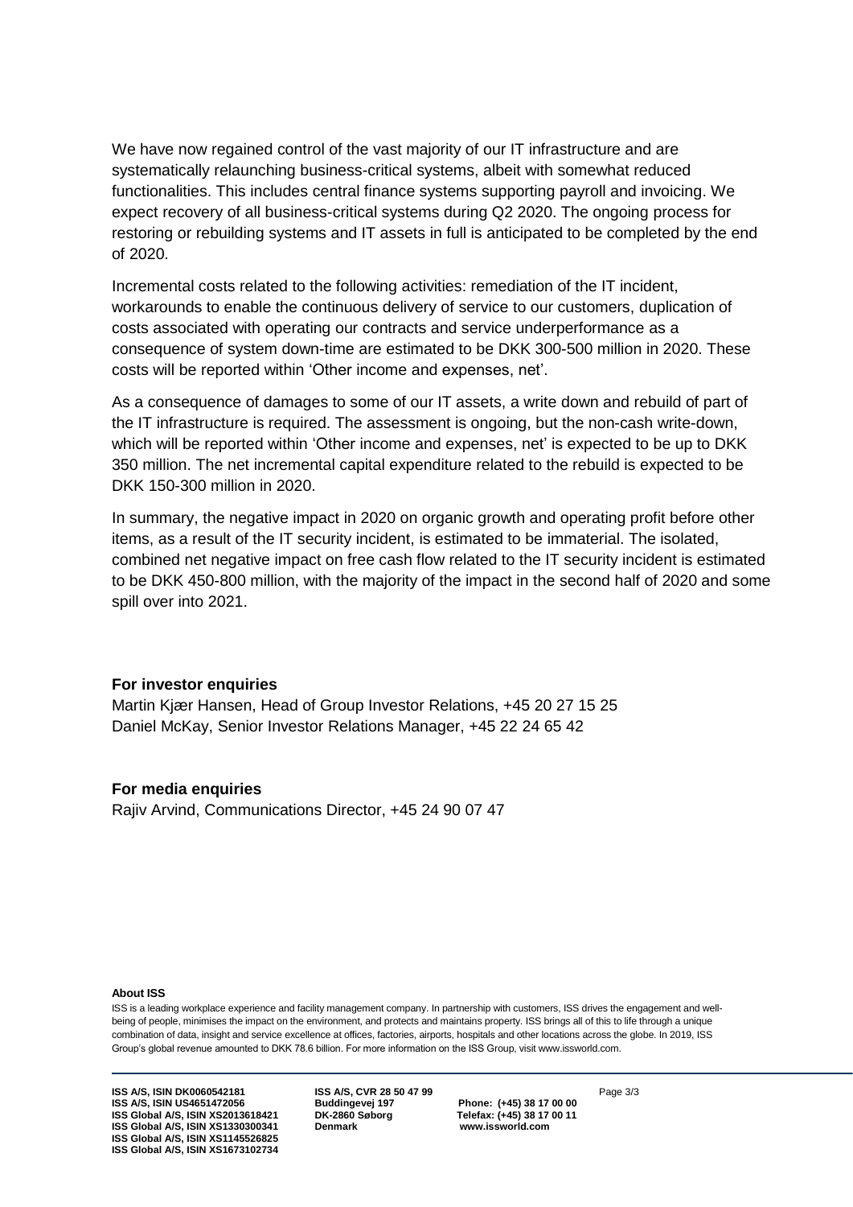We have now regained control of the vast majority of our IT infrastructure and are systematically relaunching business-critical systems, albeit with somewhat reduced functionalities. This includes central finance systems supporting payroll and invoicing. We expect recovery of all business-critical systems during Q2 2020. The ongoing process for restoring or rebuilding systems and IT assets in full is anticipated to be completed by the end of 2020.

Incremental costs related to the following activities: remediation of the IT incident, workarounds to enable the continuous delivery of service to our customers, duplication of costs associated with operating our contracts and service underperformance as a consequence of system down-time are estimated to be DKK 300-500 million in 2020. These costs will be reported within 'Other income and expenses, net'.

As a consequence of damages to some of our IT assets, a write down and rebuild of part of the IT infrastructure is required. The assessment is ongoing, but the non-cash write-down, which will be reported within 'Other income and expenses, net' is expected to be up to DKK 350 million. The net incremental capital expenditure related to the rebuild is expected to be DKK 150-300 million in 2020.

In summary, the negative impact in 2020 on organic growth and operating profit before other items, as a result of the IT security incident, is estimated to be immaterial. The isolated, combined net negative impact on free cash flow related to the IT security incident is estimated to be DKK 450-800 million, with the majority of the impact in the second half of 2020 and some spill over into 2021.

**For investor enquiries**

Martin Kjær Hansen, Head of Group Investor Relations, +45 20 27 15 25
Daniel McKay, Senior Investor Relations Manager, +45 22 24 65 42

**For media enquiries**

Rajiv Arvind, Communications Director, +45 24 90 07 47

**About ISS**

ISS is a leading workplace experience and facility management company. In partnership with customers, ISS drives the engagement and well-being of people, minimises the impact on the environment, and protects and maintains property. ISS brings all of this to life through a unique combination of data, insight and service excellence at offices, factories, airports, hospitals and other locations across the globe. In 2019, ISS Group's global revenue amounted to DKK 78.6 billion. For more information on the ISS Group, visit www.issworld.com.

**ISS A/S, ISIN DK0060542181**
**ISS A/S, ISIN US4651472056**
**ISS Global A/S, ISIN XS2013618421**
**ISS Global A/S, ISIN XS1330300341**
**ISS Global A/S, ISIN XS1145526825**
**ISS Global A/S, ISIN XS1673102734**

**ISS A/S, CVR 28 50 47 99**
**Buddingevej 197**
**DK-2860 Søborg**
**Denmark**

**Phone: (+45) 38 17 00 00**
**Telefax: (+45) 38 17 00 11**
**www.issworld.com**